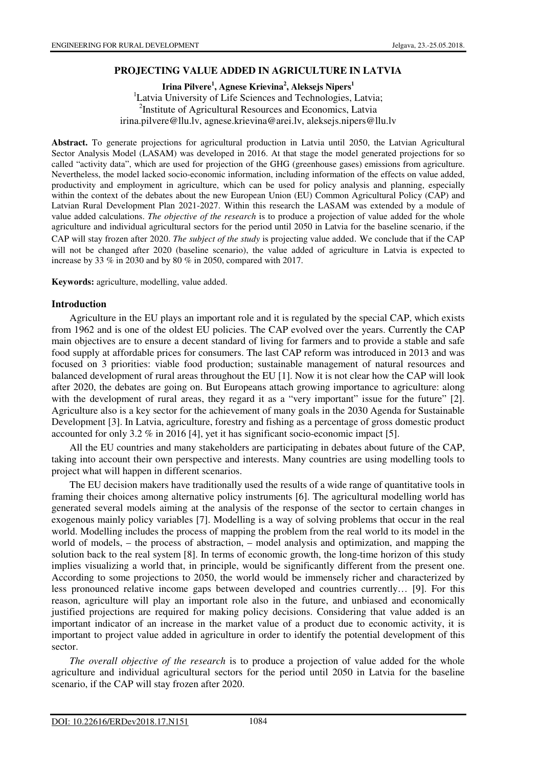# PROJECTING VALUE ADDED IN AGRICULTURE IN LATVIA

**Irina Pilvere[1], Agnese Krievina[2], Aleksejs Nipers[1]**

[1]Latvia University of Life Sciences and Technologies, Latvia;
[2]Institute of Agricultural Resources and Economics, Latvia
irina.pilvere@llu.lv, agnese.krievina@arei.lv, aleksejs.nipers@llu.lv

**Abstract.** To generate projections for agricultural production in Latvia until 2050, the Latvian Agricultural Sector Analysis Model (LASAM) was developed in 2016. At that stage the model generated projections for so called "activity data", which are used for projection of the GHG (greenhouse gases) emissions from agriculture. Nevertheless, the model lacked socio-economic information, including information of the effects on value added, productivity and employment in agriculture, which can be used for policy analysis and planning, especially within the context of the debates about the new European Union (EU) Common Agricultural Policy (CAP) and Latvian Rural Development Plan 2021-2027. Within this research the LASAM was extended by a module of value added calculations. *The objective of the research* is to produce a projection of value added for the whole agriculture and individual agricultural sectors for the period until 2050 in Latvia for the baseline scenario, if the CAP will stay frozen after 2020. *The subject of the study* is projecting value added. We conclude that if the CAP will not be changed after 2020 (baseline scenario), the value added of agriculture in Latvia is expected to increase by 33 % in 2030 and by 80 % in 2050, compared with 2017.

**Keywords:** agriculture, modelling, value added.

## Introduction

Agriculture in the EU plays an important role and it is regulated by the special CAP, which exists from 1962 and is one of the oldest EU policies. The CAP evolved over the years. Currently the CAP main objectives are to ensure a decent standard of living for farmers and to provide a stable and safe food supply at affordable prices for consumers. The last CAP reform was introduced in 2013 and was focused on 3 priorities: viable food production; sustainable management of natural resources and balanced development of rural areas throughout the EU [1]. Now it is not clear how the CAP will look after 2020, the debates are going on. But Europeans attach growing importance to agriculture: along with the development of rural areas, they regard it as a "very important" issue for the future" [2]. Agriculture also is a key sector for the achievement of many goals in the 2030 Agenda for Sustainable Development [3]. In Latvia, agriculture, forestry and fishing as a percentage of gross domestic product accounted for only 3.2 % in 2016 [4], yet it has significant socio-economic impact [5].

All the EU countries and many stakeholders are participating in debates about future of the CAP, taking into account their own perspective and interests. Many countries are using modelling tools to project what will happen in different scenarios.

The EU decision makers have traditionally used the results of a wide range of quantitative tools in framing their choices among alternative policy instruments [6]. The agricultural modelling world has generated several models aiming at the analysis of the response of the sector to certain changes in exogenous mainly policy variables [7]. Modelling is a way of solving problems that occur in the real world. Modelling includes the process of mapping the problem from the real world to its model in the world of models, – the process of abstraction, – model analysis and optimization, and mapping the solution back to the real system [8]. In terms of economic growth, the long-time horizon of this study implies visualizing a world that, in principle, would be significantly different from the present one. According to some projections to 2050, the world would be immensely richer and characterized by less pronounced relative income gaps between developed and countries currently… [9]. For this reason, agriculture will play an important role also in the future, and unbiased and economically justified projections are required for making policy decisions. Considering that value added is an important indicator of an increase in the market value of a product due to economic activity, it is important to project value added in agriculture in order to identify the potential development of this sector.

*The overall objective of the research* is to produce a projection of value added for the whole agriculture and individual agricultural sectors for the period until 2050 in Latvia for the baseline scenario, if the CAP will stay frozen after 2020.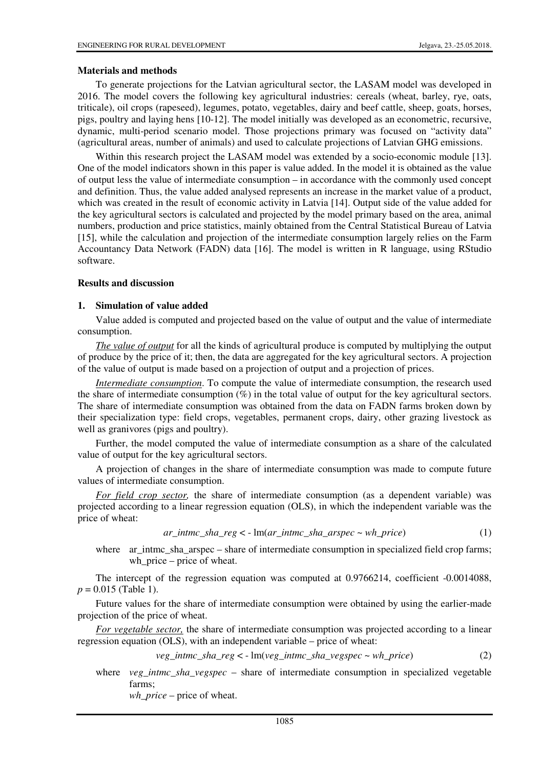## Materials and methods

To generate projections for the Latvian agricultural sector, the LASAM model was developed in 2016. The model covers the following key agricultural industries: cereals (wheat, barley, rye, oats, triticale), oil crops (rapeseed), legumes, potato, vegetables, dairy and beef cattle, sheep, goats, horses, pigs, poultry and laying hens [10-12]. The model initially was developed as an econometric, recursive, dynamic, multi-period scenario model. Those projections primary was focused on "activity data" (agricultural areas, number of animals) and used to calculate projections of Latvian GHG emissions.

Within this research project the LASAM model was extended by a socio-economic module [13]. One of the model indicators shown in this paper is value added. In the model it is obtained as the value of output less the value of intermediate consumption – in accordance with the commonly used concept and definition. Thus, the value added analysed represents an increase in the market value of a product, which was created in the result of economic activity in Latvia [14]. Output side of the value added for the key agricultural sectors is calculated and projected by the model primary based on the area, animal numbers, production and price statistics, mainly obtained from the Central Statistical Bureau of Latvia [15], while the calculation and projection of the intermediate consumption largely relies on the Farm Accountancy Data Network (FADN) data [16]. The model is written in R language, using RStudio software.

## Results and discussion

### 1. Simulation of value added

Value added is computed and projected based on the value of output and the value of intermediate consumption.

*The value of output* for all the kinds of agricultural produce is computed by multiplying the output of produce by the price of it; then, the data are aggregated for the key agricultural sectors. A projection of the value of output is made based on a projection of output and a projection of prices.

*Intermediate consumption*. To compute the value of intermediate consumption, the research used the share of intermediate consumption (%) in the total value of output for the key agricultural sectors. The share of intermediate consumption was obtained from the data on FADN farms broken down by their specialization type: field crops, vegetables, permanent crops, dairy, other grazing livestock as well as granivores (pigs and poultry).

Further, the model computed the value of intermediate consumption as a share of the calculated value of output for the key agricultural sectors.

A projection of changes in the share of intermediate consumption was made to compute future values of intermediate consumption.

*For field crop sector,* the share of intermediate consumption (as a dependent variable) was projected according to a linear regression equation (OLS), in which the independent variable was the price of wheat:

$$ar\_intmc\_sha\_reg <- \mathrm{lm}(ar\_intmc\_sha\_arspec \sim wh\_price) \quad (1)$$

where ar_intmc_sha_arspec – share of intermediate consumption in specialized field crop farms; wh_price – price of wheat.

The intercept of the regression equation was computed at 0.9766214, coefficient -0.0014088, $p = 0.015$ (Table 1).

Future values for the share of intermediate consumption were obtained by using the earlier-made projection of the price of wheat.

*For vegetable sector,* the share of intermediate consumption was projected according to a linear regression equation (OLS), with an independent variable – price of wheat:

$$veg\_intmc\_sha\_reg <- \mathrm{lm}(veg\_intmc\_sha\_vegspec \sim wh\_price) \quad (2)$$

where *veg_intmc_sha_vegspec* – share of intermediate consumption in specialized vegetable farms;
*wh_price* – price of wheat.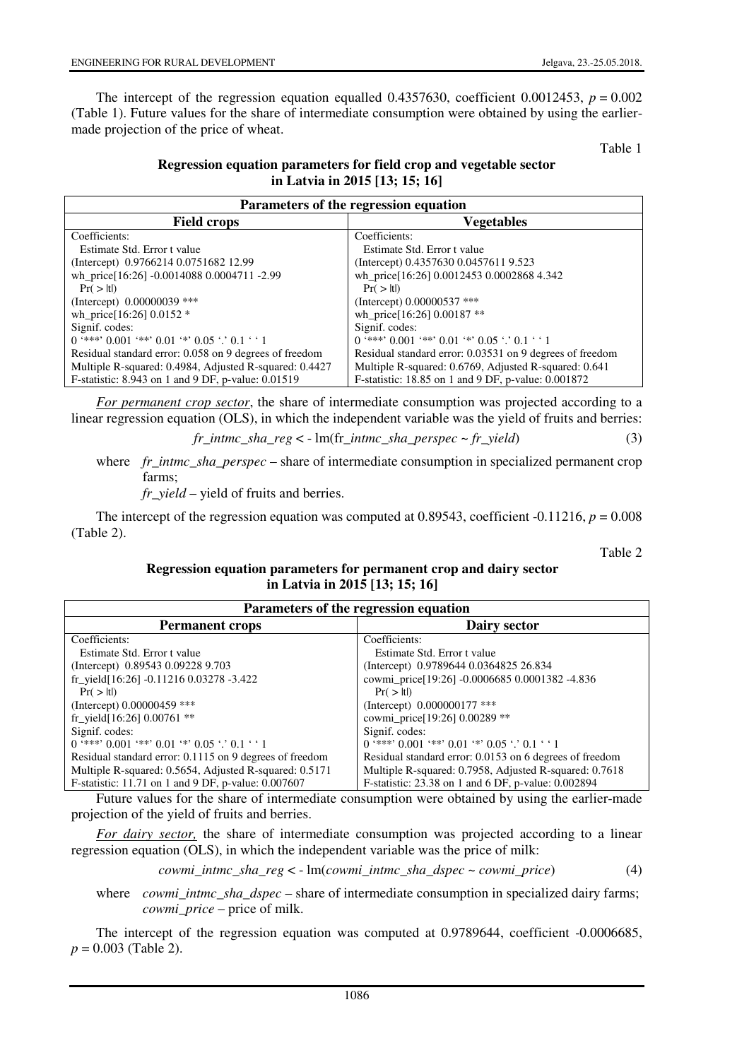The intercept of the regression equation equalled 0.4357630, coefficient 0.0012453, $p = 0.002$ (Table 1). Future values for the share of intermediate consumption were obtained by using the earlier-made projection of the price of wheat.

Table 1

**Regression equation parameters for field crop and vegetable sector in Latvia in 2015 [13; 15; 16]**

| Parameters of the regression equation | |
|---|---|
| **Field crops** | **Vegetables** |
| Coefficients: | Coefficients: |
| Estimate Std. Error t value | Estimate Std. Error t value |
| (Intercept) 0.9766214 0.0751682 12.99 | (Intercept) 0.4357630 0.0457611 9.523 |
| wh_price[16:26] -0.0014088 0.0004711 -2.99 | wh_price[16:26] 0.0012453 0.0002868 4.342 |
| Pr( > \|t\|) | Pr( > \|t\|) |
| (Intercept) 0.00000039 *** | (Intercept) 0.00000537 *** |
| wh_price[16:26] 0.0152 * | wh_price[16:26] 0.00187 ** |
| Signif. codes: | Signif. codes: |
| 0 '***' 0.001 '**' 0.01 '*' 0.05 '.' 0.1 ' ' 1 | 0 '***' 0.001 '**' 0.01 '*' 0.05 '.' 0.1 ' ' 1 |
| Residual standard error: 0.058 on 9 degrees of freedom | Residual standard error: 0.03531 on 9 degrees of freedom |
| Multiple R-squared: 0.4984, Adjusted R-squared: 0.4427 | Multiple R-squared: 0.6769, Adjusted R-squared: 0.641 |
| F-statistic: 8.943 on 1 and 9 DF, p-value: 0.01519 | F-statistic: 18.85 on 1 and 9 DF, p-value: 0.001872 |

*For permanent crop sector*, the share of intermediate consumption was projected according to a linear regression equation (OLS), in which the independent variable was the yield of fruits and berries:

$$fr\_intmc\_sha\_reg < -\ \mathrm{lm}(fr\_intmc\_sha\_perspec \sim fr\_yield) \quad (3)$$

where *fr_intmc_sha_perspec* – share of intermediate consumption in specialized permanent crop farms;
*fr_yield* – yield of fruits and berries.

The intercept of the regression equation was computed at 0.89543, coefficient -0.11216, $p = 0.008$ (Table 2).

Table 2

**Regression equation parameters for permanent crop and dairy sector in Latvia in 2015 [13; 15; 16]**

| Parameters of the regression equation | |
|---|---|
| **Permanent crops** | **Dairy sector** |
| Coefficients: | Coefficients: |
| Estimate Std. Error t value | Estimate Std. Error t value |
| (Intercept) 0.89543 0.09228 9.703 | (Intercept) 0.9789644 0.0364825 26.834 |
| fr_yield[16:26] -0.11216 0.03278 -3.422 | cowmi_price[19:26] -0.0006685 0.0001382 -4.836 |
| Pr( > \|t\|) | Pr( > \|t\|) |
| (Intercept) 0.00000459 *** | (Intercept) 0.000000177 *** |
| fr_yield[16:26] 0.00761 ** | cowmi_price[19:26] 0.00289 ** |
| Signif. codes: | Signif. codes: |
| 0 '***' 0.001 '**' 0.01 '*' 0.05 '.' 0.1 ' ' 1 | 0 '***' 0.001 '**' 0.01 '*' 0.05 '.' 0.1 ' ' 1 |
| Residual standard error: 0.1115 on 9 degrees of freedom | Residual standard error: 0.0153 on 6 degrees of freedom |
| Multiple R-squared: 0.5654, Adjusted R-squared: 0.5171 | Multiple R-squared: 0.7958, Adjusted R-squared: 0.7618 |
| F-statistic: 11.71 on 1 and 9 DF, p-value: 0.007607 | F-statistic: 23.38 on 1 and 6 DF, p-value: 0.002894 |

Future values for the share of intermediate consumption were obtained by using the earlier-made projection of the yield of fruits and berries.

*For dairy sector,* the share of intermediate consumption was projected according to a linear regression equation (OLS), in which the independent variable was the price of milk:

$$cowmi\_intmc\_sha\_reg < -\ \mathrm{lm}(cowmi\_intmc\_sha\_dspec \sim cowmi\_price) \quad (4)$$

where *cowmi_intmc_sha_dspec* – share of intermediate consumption in specialized dairy farms;
*cowmi_price* – price of milk.

The intercept of the regression equation was computed at 0.9789644, coefficient -0.0006685, $p = 0.003$ (Table 2).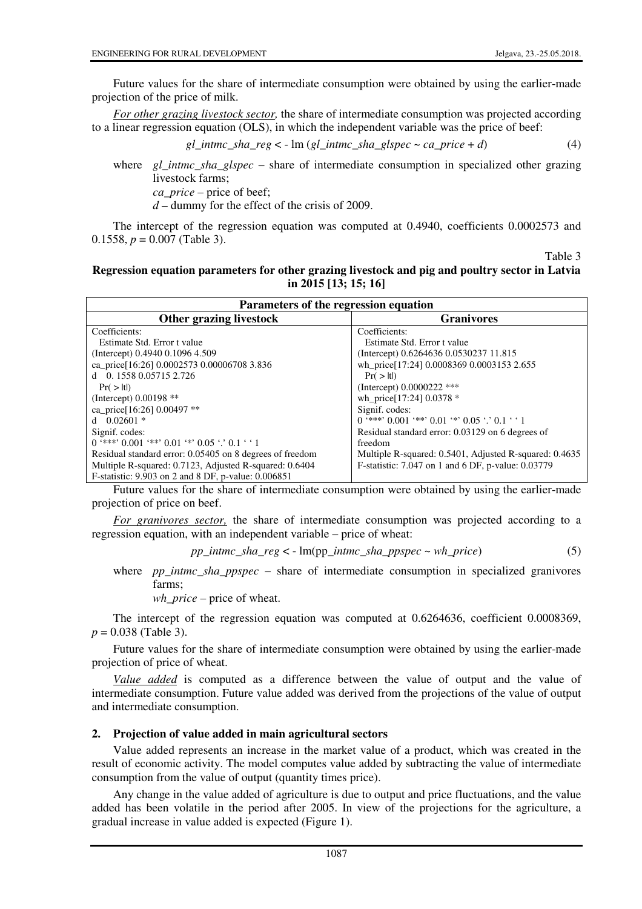Future values for the share of intermediate consumption were obtained by using the earlier-made projection of the price of milk.

*For other grazing livestock sector,* the share of intermediate consumption was projected according to a linear regression equation (OLS), in which the independent variable was the price of beef:

$$gl\_intmc\_sha\_reg < - \text{ lm } (gl\_intmc\_sha\_glspec \sim ca\_price + d) \quad (4)$$

where $gl\_intmc\_sha\_glspec$ – share of intermediate consumption in specialized other grazing livestock farms;
$ca\_price$ – price of beef;
$d$ – dummy for the effect of the crisis of 2009.

The intercept of the regression equation was computed at 0.4940, coefficients 0.0002573 and 0.1558, $p = 0.007$ (Table 3).

Table 3

**Regression equation parameters for other grazing livestock and pig and poultry sector in Latvia in 2015 [13; 15; 16]**

| Parameters of the regression equation | |
|---|---|
| **Other grazing livestock** | **Granivores** |
| Coefficients:<br>Estimate Std. Error t value<br>(Intercept) 0.4940 0.1096 4.509<br>ca_price[16:26] 0.0002573 0.00006708 3.836<br>d 0. 1558 0.05715 2.726<br>Pr( > \|t\|)<br>(Intercept) 0.00198 **<br>ca_price[16:26] 0.00497 **<br>d 0.02601 *<br>Signif. codes:<br>0 '***' 0.001 '**' 0.01 '*' 0.05 '.' 0.1 ' ' 1<br>Residual standard error: 0.05405 on 8 degrees of freedom<br>Multiple R-squared: 0.7123, Adjusted R-squared: 0.6404<br>F-statistic: 9.903 on 2 and 8 DF, p-value: 0.006851 | Coefficients:<br>Estimate Std. Error t value<br>(Intercept) 0.6264636 0.0530237 11.815<br>wh_price[17:24] 0.0008369 0.0003153 2.655<br>Pr( > \|t\|)<br>(Intercept) 0.0000222 ***<br>wh_price[17:24] 0.0378 *<br>Signif. codes:<br>0 '***' 0.001 '**' 0.01 '*' 0.05 '.' 0.1 ' ' 1<br>Residual standard error: 0.03129 on 6 degrees of freedom<br>Multiple R-squared: 0.5401, Adjusted R-squared: 0.4635<br>F-statistic: 7.047 on 1 and 6 DF, p-value: 0.03779 |

Future values for the share of intermediate consumption were obtained by using the earlier-made projection of price on beef.

*For granivores sector,* the share of intermediate consumption was projected according to a regression equation, with an independent variable – price of wheat:

$$pp\_intmc\_sha\_reg < - \text{ lm}(pp\_intmc\_sha\_ppspec \sim wh\_price) \quad (5)$$

where $pp\_intmc\_sha\_ppspec$ – share of intermediate consumption in specialized granivores farms;
$wh\_price$ – price of wheat.

The intercept of the regression equation was computed at 0.6264636, coefficient 0.0008369, $p = 0.038$ (Table 3).

Future values for the share of intermediate consumption were obtained by using the earlier-made projection of price of wheat.

*Value added* is computed as a difference between the value of output and the value of intermediate consumption. Future value added was derived from the projections of the value of output and intermediate consumption.

## 2. Projection of value added in main agricultural sectors

Value added represents an increase in the market value of a product, which was created in the result of economic activity. The model computes value added by subtracting the value of intermediate consumption from the value of output (quantity times price).

Any change in the value added of agriculture is due to output and price fluctuations, and the value added has been volatile in the period after 2005. In view of the projections for the agriculture, a gradual increase in value added is expected (Figure 1).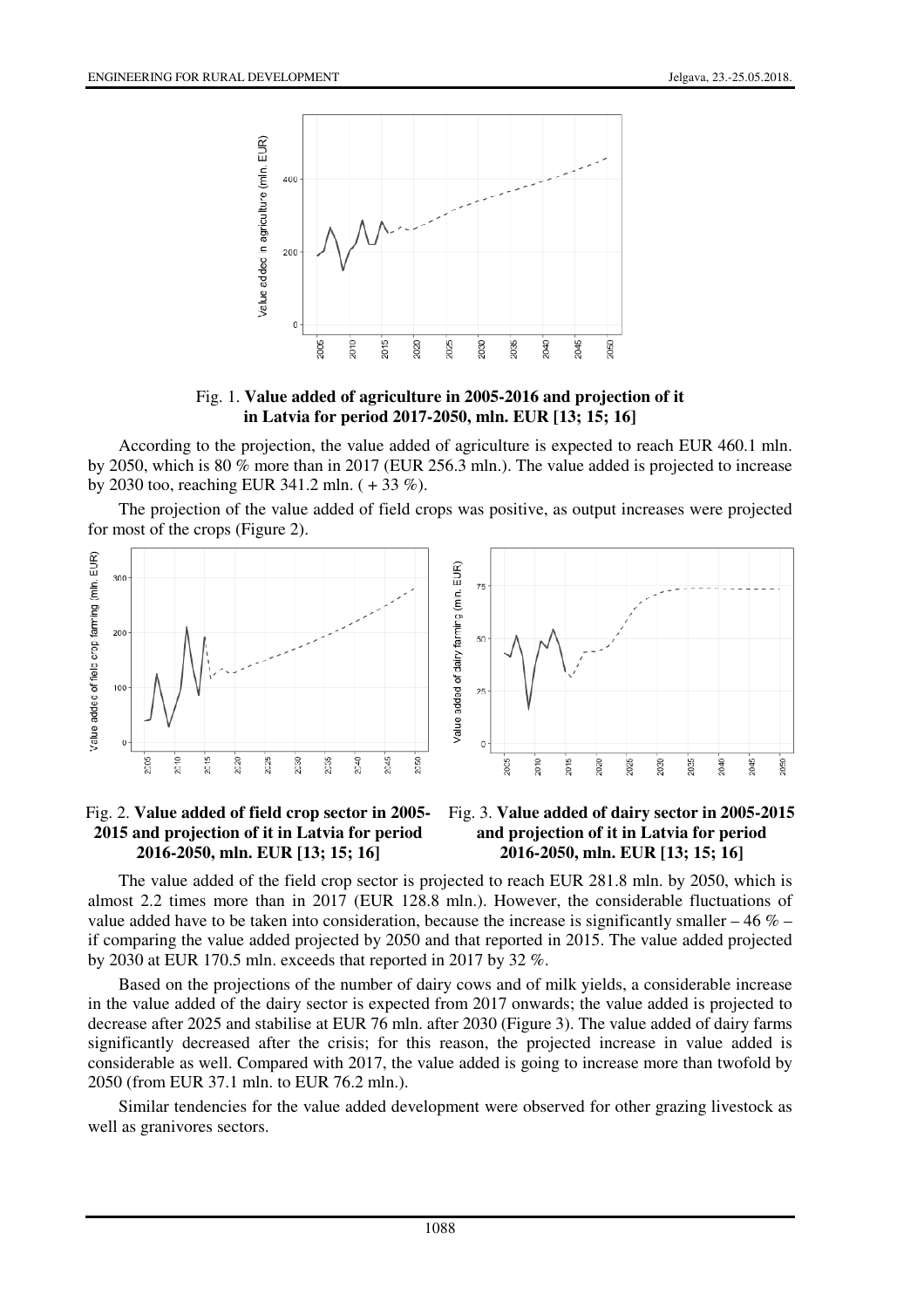Fig. 1. **Value added of agriculture in 2005-2016 and projection of it in Latvia for period 2017-2050, mln. EUR [13; 15; 16]**

According to the projection, the value added of agriculture is expected to reach EUR 460.1 mln. by 2050, which is 80 % more than in 2017 (EUR 256.3 mln.). The value added is projected to increase by 2030 too, reaching EUR 341.2 mln. ( + 33 %).

The projection of the value added of field crops was positive, as output increases were projected for most of the crops (Figure 2).

Fig. 2. **Value added of field crop sector in 2005-2015 and projection of it in Latvia for period 2016-2050, mln. EUR [13; 15; 16]**

Fig. 3. **Value added of dairy sector in 2005-2015 and projection of it in Latvia for period 2016-2050, mln. EUR [13; 15; 16]**

The value added of the field crop sector is projected to reach EUR 281.8 mln. by 2050, which is almost 2.2 times more than in 2017 (EUR 128.8 mln.). However, the considerable fluctuations of value added have to be taken into consideration, because the increase is significantly smaller – 46 % – if comparing the value added projected by 2050 and that reported in 2015. The value added projected by 2030 at EUR 170.5 mln. exceeds that reported in 2017 by 32 %.

Based on the projections of the number of dairy cows and of milk yields, a considerable increase in the value added of the dairy sector is expected from 2017 onwards; the value added is projected to decrease after 2025 and stabilise at EUR 76 mln. after 2030 (Figure 3). The value added of dairy farms significantly decreased after the crisis; for this reason, the projected increase in value added is considerable as well. Compared with 2017, the value added is going to increase more than twofold by 2050 (from EUR 37.1 mln. to EUR 76.2 mln.).

Similar tendencies for the value added development were observed for other grazing livestock as well as granivores sectors.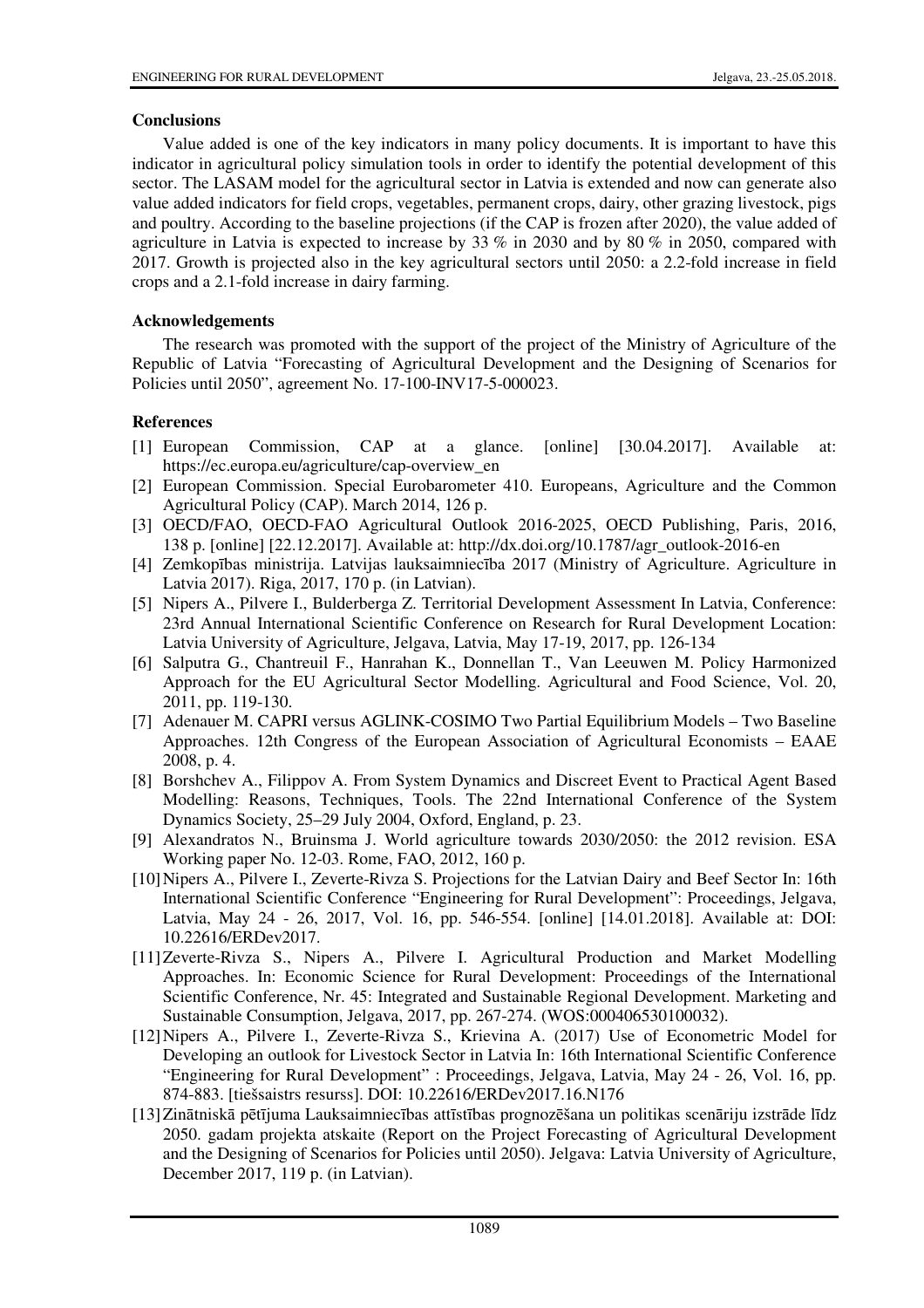## Conclusions

Value added is one of the key indicators in many policy documents. It is important to have this indicator in agricultural policy simulation tools in order to identify the potential development of this sector. The LASAM model for the agricultural sector in Latvia is extended and now can generate also value added indicators for field crops, vegetables, permanent crops, dairy, other grazing livestock, pigs and poultry. According to the baseline projections (if the CAP is frozen after 2020), the value added of agriculture in Latvia is expected to increase by 33 % in 2030 and by 80 % in 2050, compared with 2017. Growth is projected also in the key agricultural sectors until 2050: a 2.2-fold increase in field crops and a 2.1-fold increase in dairy farming.

## Acknowledgements

The research was promoted with the support of the project of the Ministry of Agriculture of the Republic of Latvia "Forecasting of Agricultural Development and the Designing of Scenarios for Policies until 2050", agreement No. 17-100-INV17-5-000023.

## References

[1] European Commission, CAP at a glance. [online] [30.04.2017]. Available at: https://ec.europa.eu/agriculture/cap-overview_en

[2] European Commission. Special Eurobarometer 410. Europeans, Agriculture and the Common Agricultural Policy (CAP). March 2014, 126 p.

[3] OECD/FAO, OECD-FAO Agricultural Outlook 2016-2025, OECD Publishing, Paris, 2016, 138 p. [online] [22.12.2017]. Available at: http://dx.doi.org/10.1787/agr_outlook-2016-en

[4] Zemkopības ministrija. Latvijas lauksaimniecība 2017 (Ministry of Agriculture. Agriculture in Latvia 2017). Riga, 2017, 170 p. (in Latvian).

[5] Nipers A., Pilvere I., Bulderberga Z. Territorial Development Assessment In Latvia, Conference: 23rd Annual International Scientific Conference on Research for Rural Development Location: Latvia University of Agriculture, Jelgava, Latvia, May 17-19, 2017, pp. 126-134

[6] Salputra G., Chantreuil F., Hanrahan K., Donnellan T., Van Leeuwen M. Policy Harmonized Approach for the EU Agricultural Sector Modelling. Agricultural and Food Science, Vol. 20, 2011, pp. 119-130.

[7] Adenauer M. CAPRI versus AGLINK-COSIMO Two Partial Equilibrium Models – Two Baseline Approaches. 12th Congress of the European Association of Agricultural Economists – EAAE 2008, p. 4.

[8] Borshchev A., Filippov A. From System Dynamics and Discreet Event to Practical Agent Based Modelling: Reasons, Techniques, Tools. The 22nd International Conference of the System Dynamics Society, 25–29 July 2004, Oxford, England, p. 23.

[9] Alexandratos N., Bruinsma J. World agriculture towards 2030/2050: the 2012 revision. ESA Working paper No. 12-03. Rome, FAO, 2012, 160 p.

[10] Nipers A., Pilvere I., Zeverte-Rivza S. Projections for the Latvian Dairy and Beef Sector In: 16th International Scientific Conference "Engineering for Rural Development": Proceedings, Jelgava, Latvia, May 24 - 26, 2017, Vol. 16, pp. 546-554. [online] [14.01.2018]. Available at: DOI: 10.22616/ERDev2017.

[11] Zeverte-Rivza S., Nipers A., Pilvere I. Agricultural Production and Market Modelling Approaches. In: Economic Science for Rural Development: Proceedings of the International Scientific Conference, Nr. 45: Integrated and Sustainable Regional Development. Marketing and Sustainable Consumption, Jelgava, 2017, pp. 267-274. (WOS:000406530100032).

[12] Nipers A., Pilvere I., Zeverte-Rivza S., Krievina A. (2017) Use of Econometric Model for Developing an outlook for Livestock Sector in Latvia In: 16th International Scientific Conference "Engineering for Rural Development" : Proceedings, Jelgava, Latvia, May 24 - 26, Vol. 16, pp. 874-883. [tiešsaistrs resurss]. DOI: 10.22616/ERDev2017.16.N176

[13] Zinātniskā pētījuma Lauksaimniecības attīstības prognozēšana un politikas scenāriju izstrāde līdz 2050. gadam projekta atskaite (Report on the Project Forecasting of Agricultural Development and the Designing of Scenarios for Policies until 2050). Jelgava: Latvia University of Agriculture, December 2017, 119 p. (in Latvian).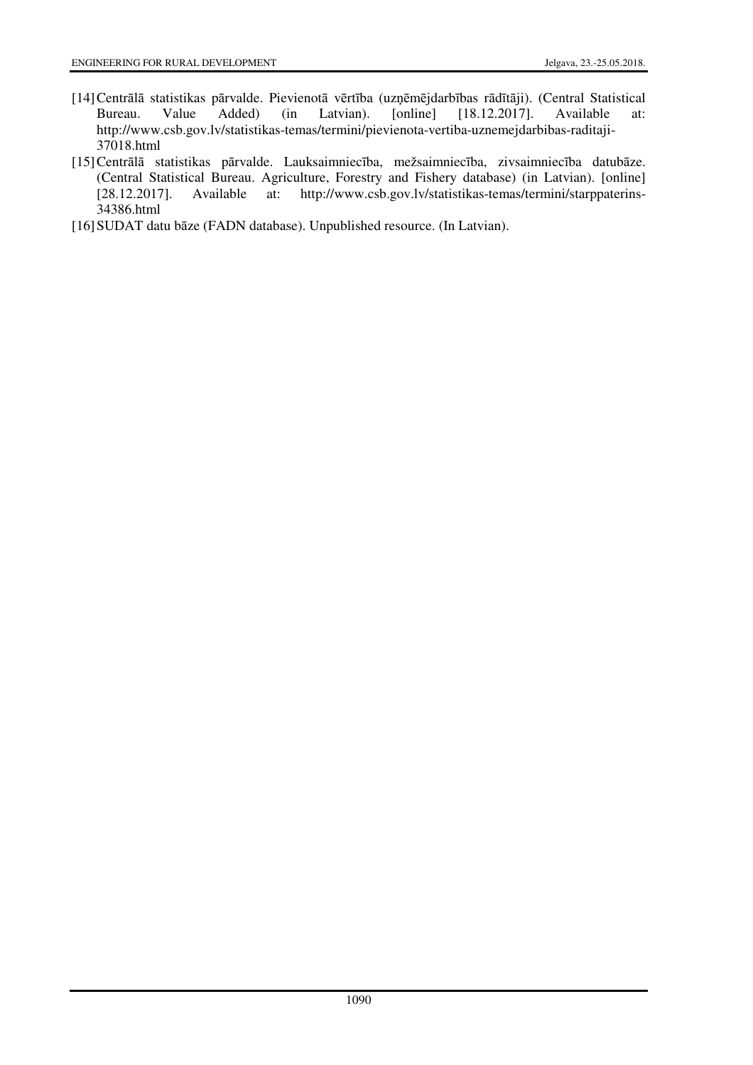[14] Centrālā statistikas pārvalde. Pievienotā vērtība (uzņēmējdarbības rādītāji). (Central Statistical Bureau. Value Added) (in Latvian). [online] [18.12.2017]. Available at: http://www.csb.gov.lv/statistikas-temas/termini/pievienota-vertiba-uznemejdarbibas-raditaji-37018.html

[15] Centrālā statistikas pārvalde. Lauksaimniecība, mežsaimniecība, zivsaimniecība datubāze. (Central Statistical Bureau. Agriculture, Forestry and Fishery database) (in Latvian). [online] [28.12.2017]. Available at: http://www.csb.gov.lv/statistikas-temas/termini/starppaterins-34386.html

[16] SUDAT datu bāze (FADN database). Unpublished resource. (In Latvian).